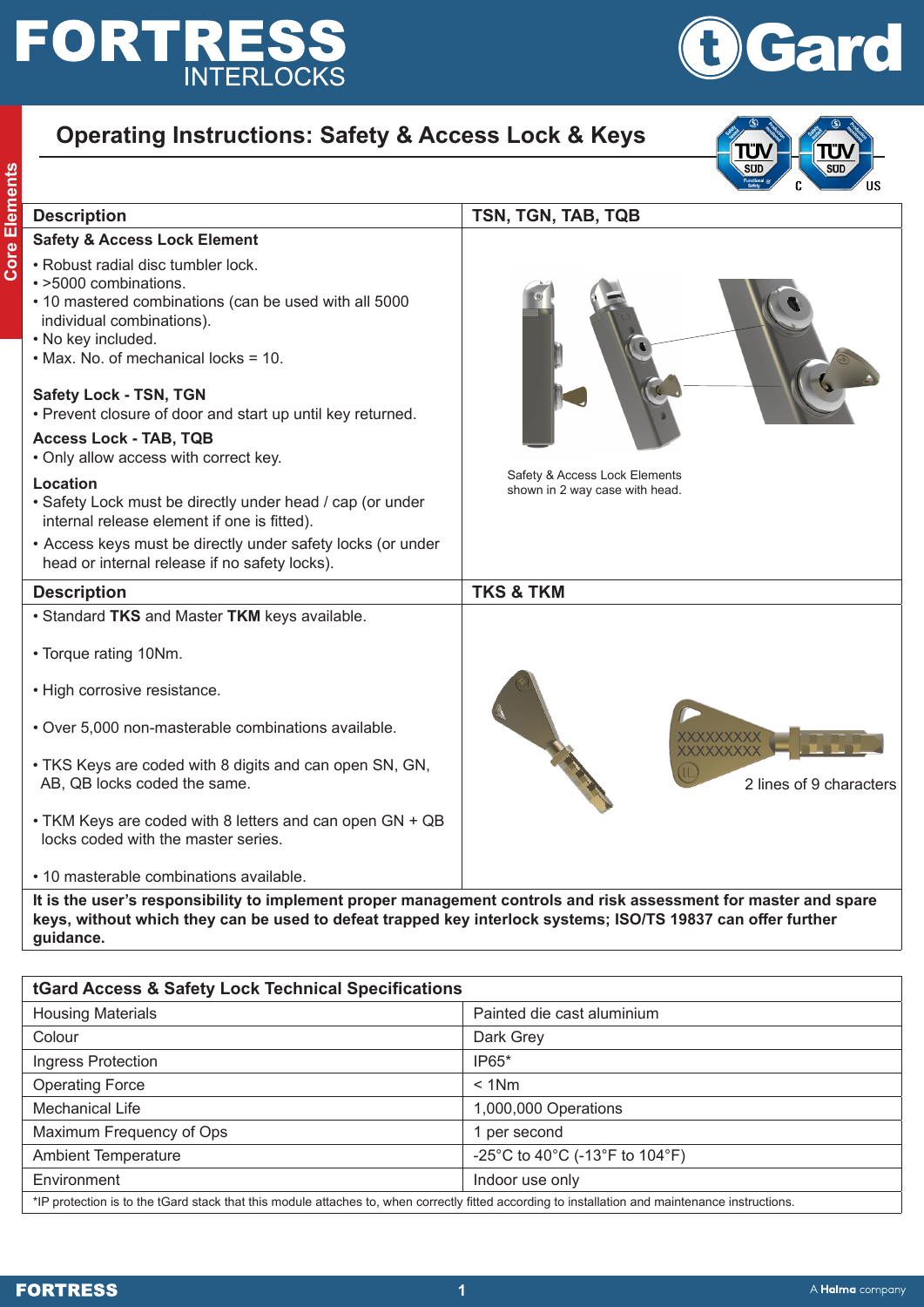# Operating Instructions: Safety & Access Lock & Keys

| Description | TSN, TGN, TAB, TQB |
|---|---|
| **Safety & Access Lock Element**<br>• Robust radial disc tumbler lock.<br>• >5000 combinations.<br>• 10 mastered combinations (can be used with all 5000 individual combinations).<br>• No key included.<br>• Max. No. of mechanical locks = 10.<br><br>**Safety Lock - TSN, TGN**<br>• Prevent closure of door and start up until key returned.<br>**Access Lock - TAB, TQB**<br>• Only allow access with correct key.<br>**Location**<br>• Safety Lock must be directly under head / cap (or under internal release element if one is fitted).<br>• Access keys must be directly under safety locks (or under head or internal release if no safety locks). | Safety & Access Lock Elements shown in 2 way case with head. |

| Description | TKS & TKM |
|---|---|
| • Standard **TKS** and Master **TKM** keys available.<br><br>• Torque rating 10Nm.<br><br>• High corrosive resistance.<br><br>• Over 5,000 non-masterable combinations available.<br><br>• TKS Keys are coded with 8 digits and can open SN, GN, AB, QB locks coded the same.<br><br>• TKM Keys are coded with 8 letters and can open GN + QB locks coded with the master series.<br><br>• 10 masterable combinations available. | XXXXXXXXX<br>XXXXXXXXX<br>2 lines of 9 characters |

**It is the user's responsibility to implement proper management controls and risk assessment for master and spare keys, without which they can be used to defeat trapped key interlock systems; ISO/TS 19837 can offer further guidance.**

| tGard Access & Safety Lock Technical Specifications | |
|---|---|
| Housing Materials | Painted die cast aluminium |
| Colour | Dark Grey |
| Ingress Protection | IP65* |
| Operating Force | < 1Nm |
| Mechanical Life | 1,000,000 Operations |
| Maximum Frequency of Ops | 1 per second |
| Ambient Temperature | -25°C to 40°C (-13°F to 104°F) |
| Environment | Indoor use only |

*IP protection is to the tGard stack that this module attaches to, when correctly fitted according to installation and maintenance instructions.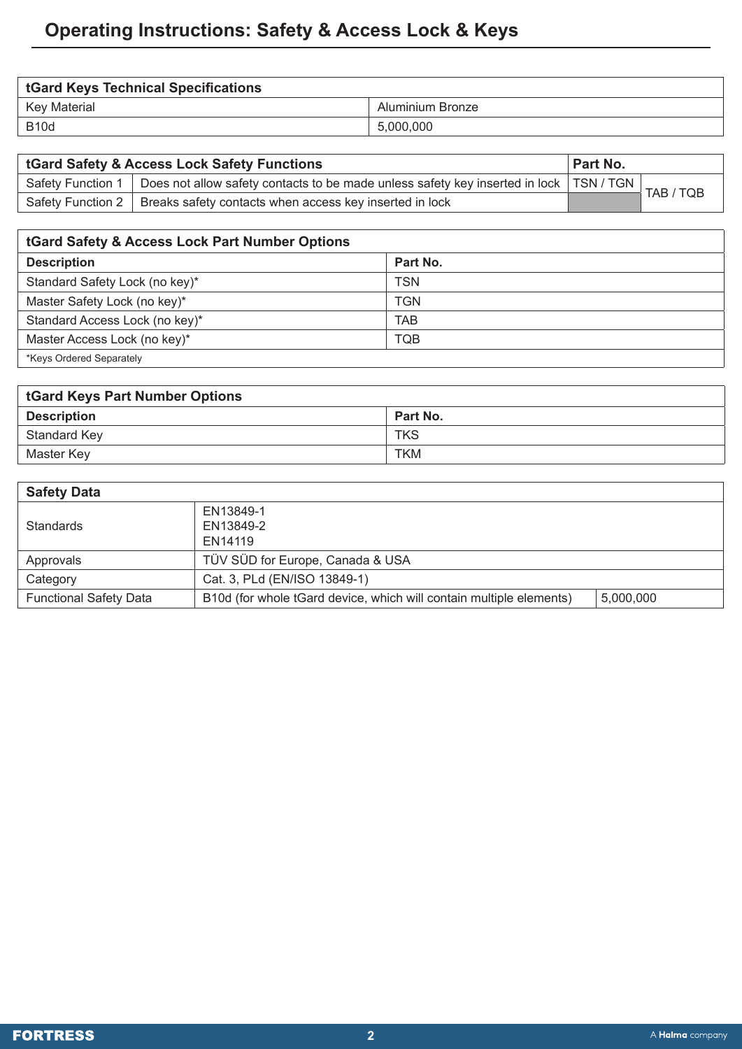# Operating Instructions: Safety & Access Lock & Keys

| tGard Keys Technical Specifications | |
|---|---|
| Key Material | Aluminium Bronze |
| B10d | 5,000,000 |

| tGard Safety & Access Lock Safety Functions | | Part No. | |
|---|---|---|---|
| Safety Function 1 | Does not allow safety contacts to be made unless safety key inserted in lock | TSN / TGN | TAB / TQB |
| Safety Function 2 | Breaks safety contacts when access key inserted in lock | | |

| tGard Safety & Access Lock Part Number Options | |
|---|---|
| **Description** | **Part No.** |
| Standard Safety Lock (no key)* | TSN |
| Master Safety Lock (no key)* | TGN |
| Standard Access Lock (no key)* | TAB |
| Master Access Lock (no key)* | TQB |
| *Keys Ordered Separately | |

| tGard Keys Part Number Options | |
|---|---|
| **Description** | **Part No.** |
| Standard Key | TKS |
| Master Key | TKM |

| Safety Data | | |
|---|---|---|
| Standards | EN13849-1<br>EN13849-2<br>EN14119 | |
| Approvals | TÜV SÜD for Europe, Canada & USA | |
| Category | Cat. 3, PLd (EN/ISO 13849-1) | |
| Functional Safety Data | B10d (for whole tGard device, which will contain multiple elements) | 5,000,000 |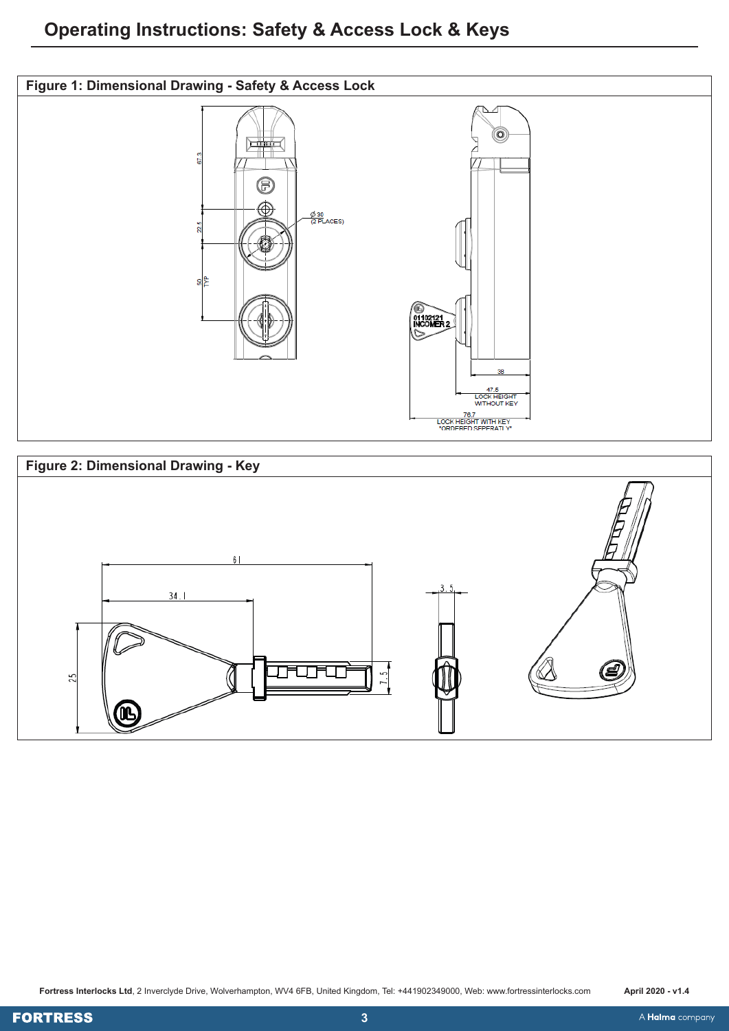# Operating Instructions: Safety & Access Lock & Keys

## Figure 1: Dimensional Drawing - Safety & Access Lock

67.3

22.5

50
TYP

Ø 30
(2 PLACES)

61102121
INCOMER 2

38

47.5
LOCK HEIGHT
WITHOUT KEY

76.7
LOCK HEIGHT WITH KEY
*ORDERED SEPERATLY*

## Figure 2: Dimensional Drawing - Key

61

34.1

25

7.5

3.5

Fortress Interlocks Ltd, 2 Inverclyde Drive, Wolverhampton, WV4 6FB, United Kingdom, Tel: +441902349000, Web: www.fortressinterlocks.com April 2020 - v1.4